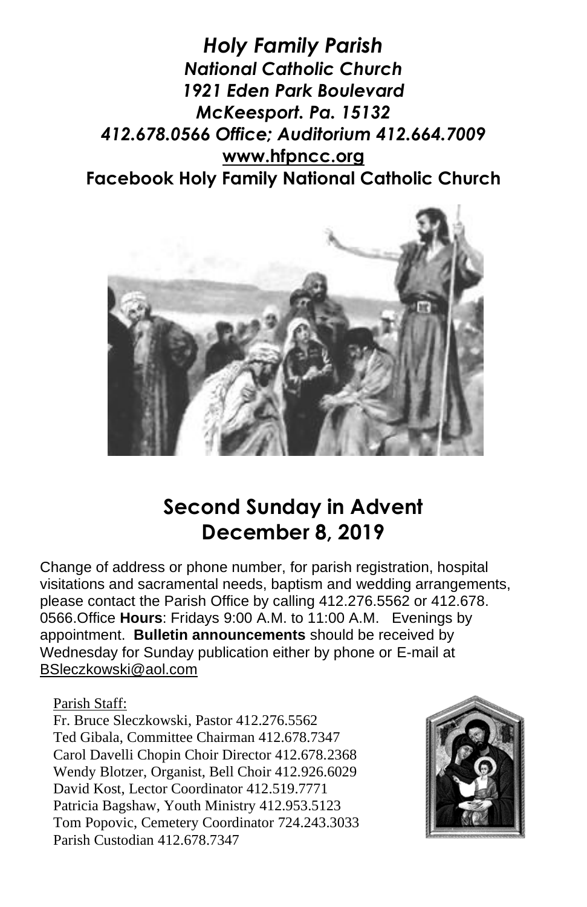# *Holy Family Parish*

***National Catholic Church***
***1921 Eden Park Boulevard***
***McKeesport. Pa. 15132***
***412.678.0566 Office; Auditorium 412.664.7009***
**www.hfpncc.org**
**Facebook Holy Family National Catholic Church**

## Second Sunday in Advent
## December 8, 2019

Change of address or phone number, for parish registration, hospital visitations and sacramental needs, baptism and wedding arrangements, please contact the Parish Office by calling 412.276.5562 or 412.678. 0566.Office **Hours**: Fridays 9:00 A.M. to 11:00 A.M. Evenings by appointment. **Bulletin announcements** should be received by Wednesday for Sunday publication either by phone or E-mail at BSleczkowski@aol.com

Parish Staff:
Fr. Bruce Sleczkowski, Pastor 412.276.5562
Ted Gibala, Committee Chairman 412.678.7347
Carol Davelli Chopin Choir Director 412.678.2368
Wendy Blotzer, Organist, Bell Choir 412.926.6029
David Kost, Lector Coordinator 412.519.7771
Patricia Bagshaw, Youth Ministry 412.953.5123
Tom Popovic, Cemetery Coordinator 724.243.3033
Parish Custodian 412.678.7347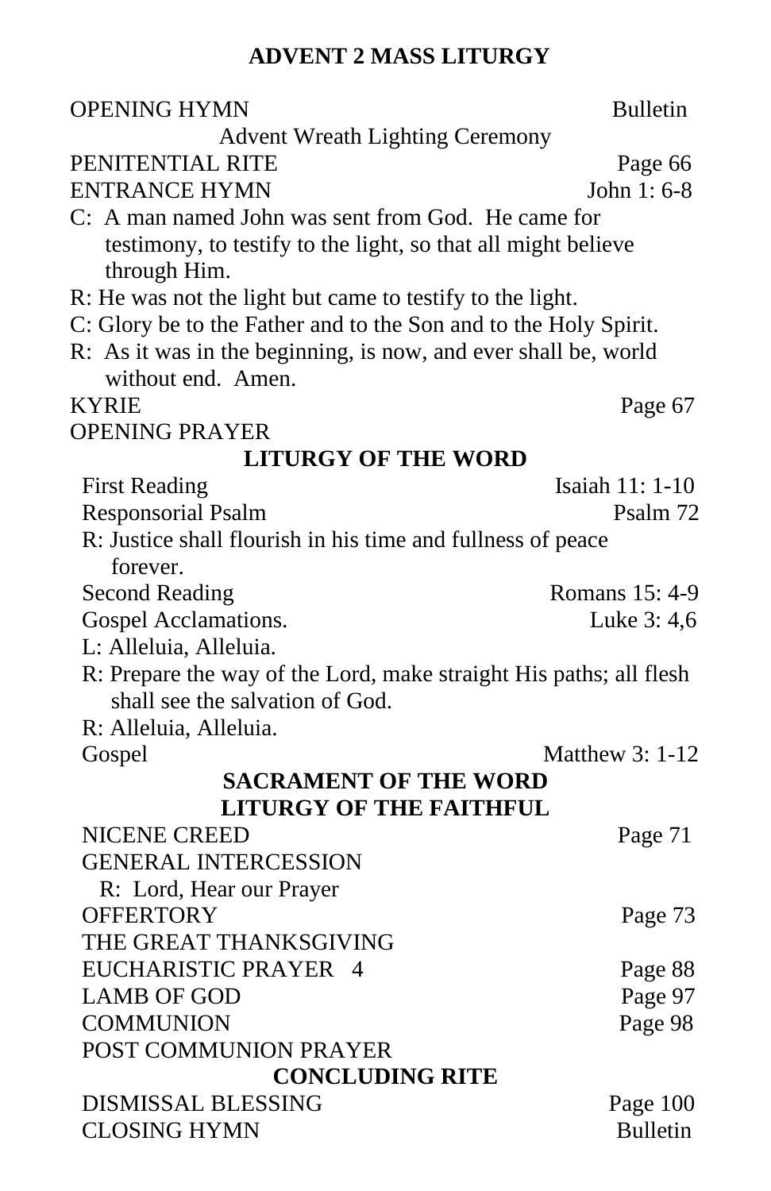# ADVENT 2 MASS LITURGY

OPENING HYMN — Bulletin

Advent Wreath Lighting Ceremony

PENITENTIAL RITE — Page 66

ENTRANCE HYMN — John 1: 6-8

C: A man named John was sent from God. He came for testimony, to testify to the light, so that all might believe through Him.

R: He was not the light but came to testify to the light.

C: Glory be to the Father and to the Son and to the Holy Spirit.

R: As it was in the beginning, is now, and ever shall be, world without end. Amen.

KYRIE — Page 67

OPENING PRAYER

## LITURGY OF THE WORD

First Reading — Isaiah 11: 1-10

Responsorial Psalm — Psalm 72

R: Justice shall flourish in his time and fullness of peace forever.

Second Reading — Romans 15: 4-9

Gospel Acclamations. — Luke 3: 4,6

L: Alleluia, Alleluia.

R: Prepare the way of the Lord, make straight His paths; all flesh shall see the salvation of God.

R: Alleluia, Alleluia.

Gospel — Matthew 3: 1-12

## SACRAMENT OF THE WORD

## LITURGY OF THE FAITHFUL

NICENE CREED — Page 71

GENERAL INTERCESSION

R: Lord, Hear our Prayer

OFFERTORY — Page 73

THE GREAT THANKSGIVING

EUCHARISTIC PRAYER 4 — Page 88

LAMB OF GOD — Page 97

COMMUNION — Page 98

POST COMMUNION PRAYER

## CONCLUDING RITE

DISMISSAL BLESSING — Page 100

CLOSING HYMN — Bulletin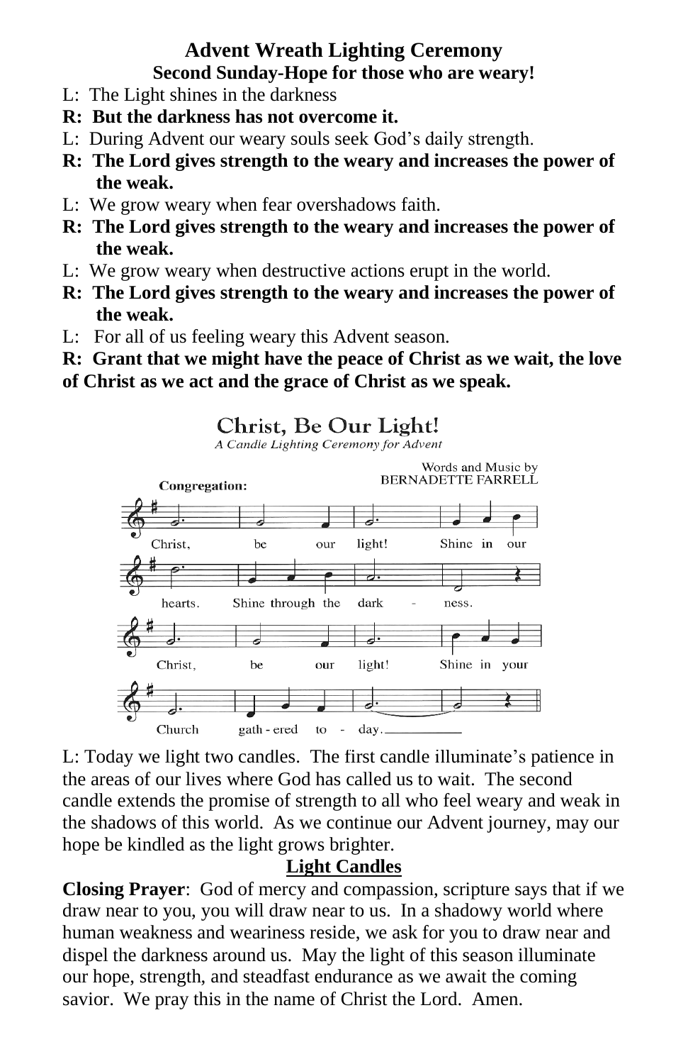# Advent Wreath Lighting Ceremony

## Second Sunday-Hope for those who are weary!

L: The Light shines in the darkness

**R: But the darkness has not overcome it.**

L: During Advent our weary souls seek God's daily strength.

**R: The Lord gives strength to the weary and increases the power of the weak.**

L: We grow weary when fear overshadows faith.

**R: The Lord gives strength to the weary and increases the power of the weak.**

L: We grow weary when destructive actions erupt in the world.

**R: The Lord gives strength to the weary and increases the power of the weak.**

L: For all of us feeling weary this Advent season.

**R: Grant that we might have the peace of Christ as we wait, the love of Christ as we act and the grace of Christ as we speak.**

### Christ, Be Our Light!

*A Candle Lighting Ceremony for Advent*

Words and Music by BERNADETTE FARRELL

**Congregation:**

Christ, be our light! Shine in our hearts. Shine through the darkness.
Christ, be our light! Shine in your Church gath-ered to-day.

L: Today we light two candles. The first candle illuminate's patience in the areas of our lives where God has called us to wait. The second candle extends the promise of strength to all who feel weary and weak in the shadows of this world. As we continue our Advent journey, may our hope be kindled as the light grows brighter.

**Light Candles**

**Closing Prayer**: God of mercy and compassion, scripture says that if we draw near to you, you will draw near to us. In a shadowy world where human weakness and weariness reside, we ask for you to draw near and dispel the darkness around us. May the light of this season illuminate our hope, strength, and steadfast endurance as we await the coming savior. We pray this in the name of Christ the Lord. Amen.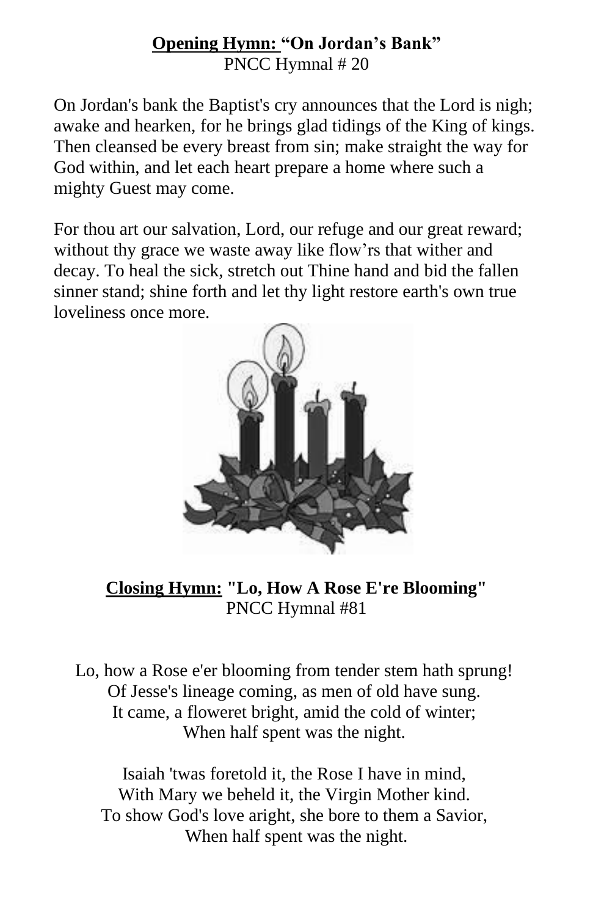**Opening Hymn: "On Jordan's Bank"**
PNCC Hymnal # 20

On Jordan's bank the Baptist's cry announces that the Lord is nigh; awake and hearken, for he brings glad tidings of the King of kings. Then cleansed be every breast from sin; make straight the way for God within, and let each heart prepare a home where such a mighty Guest may come.

For thou art our salvation, Lord, our refuge and our great reward; without thy grace we waste away like flow'rs that wither and decay. To heal the sick, stretch out Thine hand and bid the fallen sinner stand; shine forth and let thy light restore earth's own true loveliness once more.

**Closing Hymn: "Lo, How A Rose E're Blooming"**
PNCC Hymnal #81

Lo, how a Rose e'er blooming from tender stem hath sprung!
Of Jesse's lineage coming, as men of old have sung.
It came, a floweret bright, amid the cold of winter;
When half spent was the night.

Isaiah 'twas foretold it, the Rose I have in mind,
With Mary we beheld it, the Virgin Mother kind.
To show God's love aright, she bore to them a Savior,
When half spent was the night.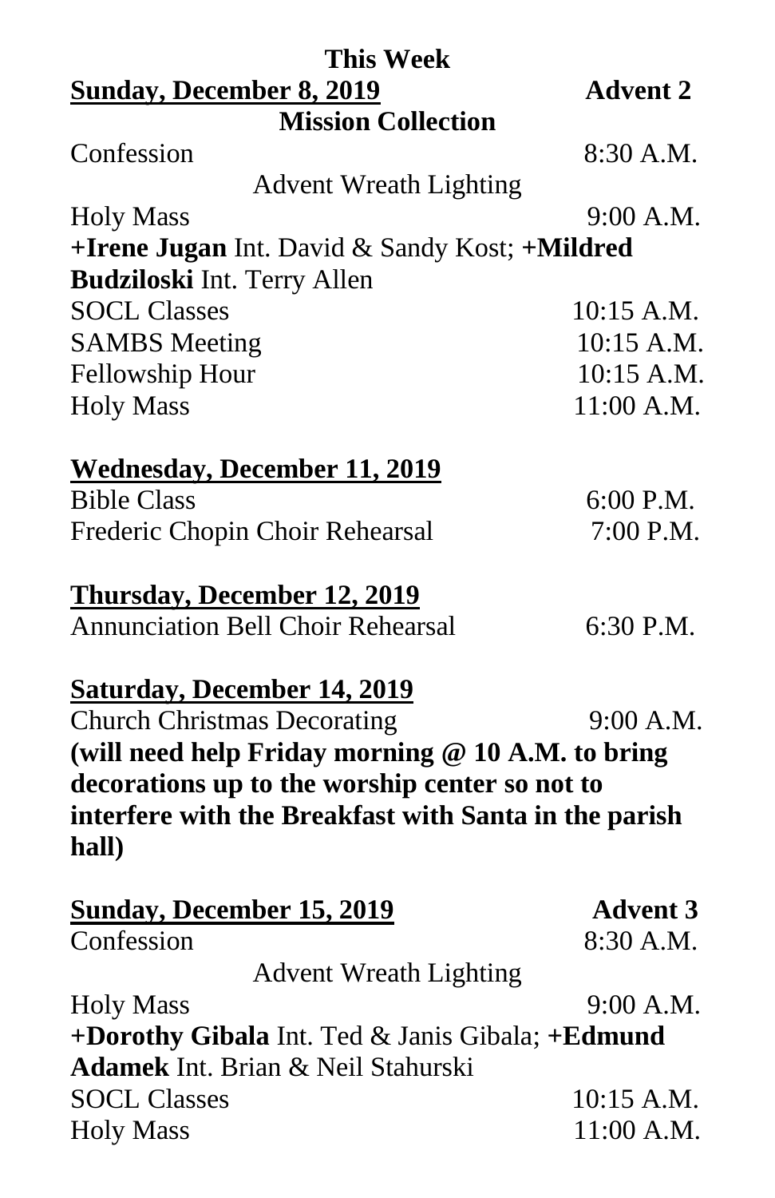## This Week

**<u>Sunday, December 8, 2019</u>** **Advent 2**

**Mission Collection**

Confession 8:30 A.M.

Advent Wreath Lighting

Holy Mass 9:00 A.M.

**+Irene Jugan** Int. David & Sandy Kost; **+Mildred Budziloski** Int. Terry Allen

SOCL Classes 10:15 A.M.

SAMBS Meeting 10:15 A.M.

Fellowship Hour 10:15 A.M.

Holy Mass 11:00 A.M.

**<u>Wednesday, December 11, 2019</u>**

Bible Class 6:00 P.M.

Frederic Chopin Choir Rehearsal 7:00 P.M.

**<u>Thursday, December 12, 2019</u>**

Annunciation Bell Choir Rehearsal 6:30 P.M.

**<u>Saturday, December 14, 2019</u>**

Church Christmas Decorating 9:00 A.M.

**(will need help Friday morning @ 10 A.M. to bring decorations up to the worship center so not to interfere with the Breakfast with Santa in the parish hall)**

**<u>Sunday, December 15, 2019</u>** **Advent 3**

Confession 8:30 A.M.

Advent Wreath Lighting

Holy Mass 9:00 A.M.

**+Dorothy Gibala** Int. Ted & Janis Gibala; **+Edmund Adamek** Int. Brian & Neil Stahurski

SOCL Classes 10:15 A.M.

Holy Mass 11:00 A.M.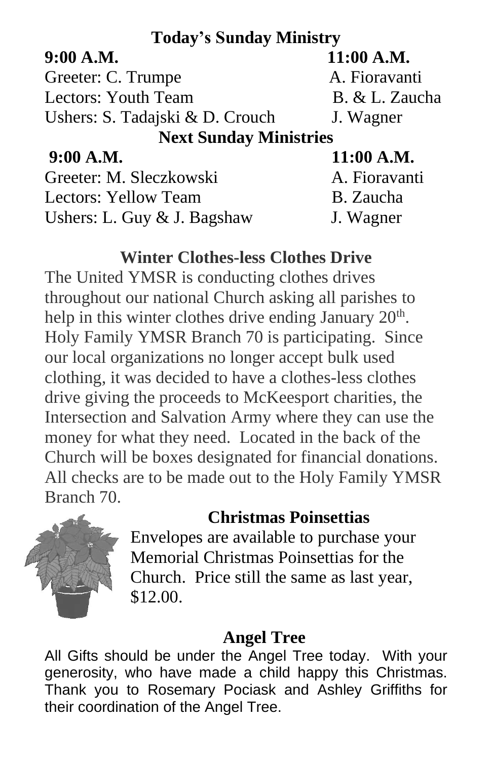## Today's Sunday Ministry

| 9:00 A.M. | 11:00 A.M. |
|---|---|
| Greeter: C. Trumpe | A. Fioravanti |
| Lectors: Youth Team | B. & L. Zaucha |
| Ushers: S. Tadajski & D. Crouch | J. Wagner |

## Next Sunday Ministries

| 9:00 A.M. | 11:00 A.M. |
|---|---|
| Greeter: M. Sleczkowski | A. Fioravanti |
| Lectors: Yellow Team | B. Zaucha |
| Ushers: L. Guy & J. Bagshaw | J. Wagner |

## Winter Clothes-less Clothes Drive

The United YMSR is conducting clothes drives throughout our national Church asking all parishes to help in this winter clothes drive ending January 20th. Holy Family YMSR Branch 70 is participating. Since our local organizations no longer accept bulk used clothing, it was decided to have a clothes-less clothes drive giving the proceeds to McKeesport charities, the Intersection and Salvation Army where they can use the money for what they need. Located in the back of the Church will be boxes designated for financial donations. All checks are to be made out to the Holy Family YMSR Branch 70.

## Christmas Poinsettias

Envelopes are available to purchase your Memorial Christmas Poinsettias for the Church. Price still the same as last year, $12.00.

## Angel Tree

All Gifts should be under the Angel Tree today. With your generosity, who have made a child happy this Christmas. Thank you to Rosemary Pociask and Ashley Griffiths for their coordination of the Angel Tree.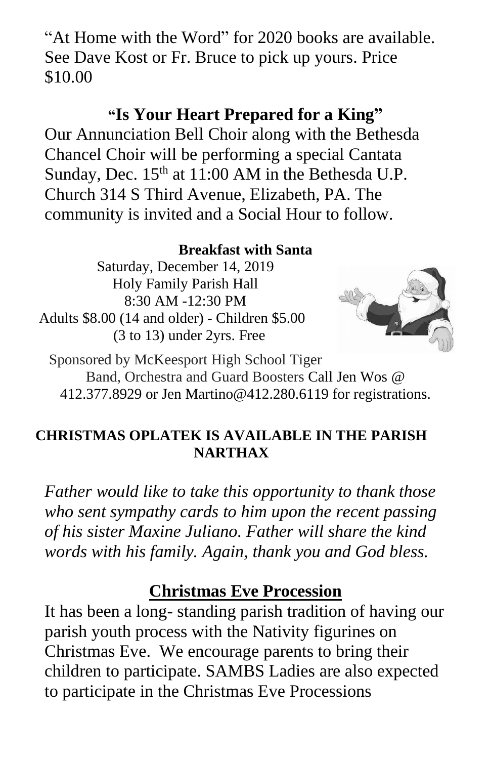"At Home with the Word" for 2020 books are available. See Dave Kost or Fr. Bruce to pick up yours. Price $10.00

## "Is Your Heart Prepared for a King"

Our Annunciation Bell Choir along with the Bethesda Chancel Choir will be performing a special Cantata Sunday, Dec. 15th at 11:00 AM in the Bethesda U.P. Church 314 S Third Avenue, Elizabeth, PA. The community is invited and a Social Hour to follow.

**Breakfast with Santa**

Saturday, December 14, 2019
Holy Family Parish Hall
8:30 AM -12:30 PM
Adults $8.00 (14 and older) - Children $5.00 (3 to 13) under 2yrs. Free

Sponsored by McKeesport High School Tiger Band, Orchestra and Guard Boosters Call Jen Wos @ 412.377.8929 or Jen Martino@412.280.6119 for registrations.

**CHRISTMAS OPLATEK IS AVAILABLE IN THE PARISH NARTHAX**

*Father would like to take this opportunity to thank those who sent sympathy cards to him upon the recent passing of his sister Maxine Juliano. Father will share the kind words with his family. Again, thank you and God bless.*

## Christmas Eve Procession

It has been a long- standing parish tradition of having our parish youth process with the Nativity figurines on Christmas Eve. We encourage parents to bring their children to participate. SAMBS Ladies are also expected to participate in the Christmas Eve Processions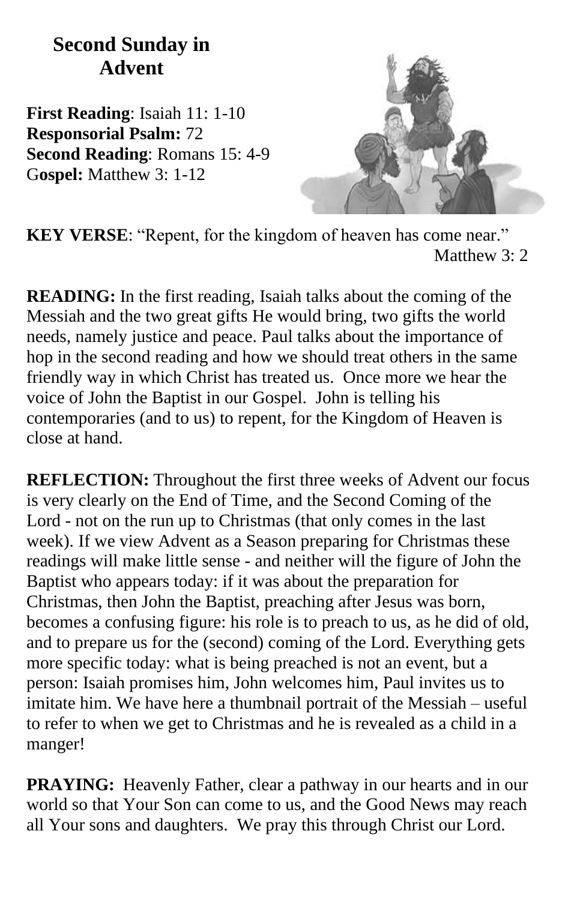## Second Sunday in Advent

**First Reading**: Isaiah 11: 1-10
**Responsorial Psalm:** 72
**Second Reading**: Romans 15: 4-9
G**ospel:** Matthew 3: 1-12

**KEY VERSE**: "Repent, for the kingdom of heaven has come near."
Matthew 3: 2

**READING:** In the first reading, Isaiah talks about the coming of the Messiah and the two great gifts He would bring, two gifts the world needs, namely justice and peace. Paul talks about the importance of hop in the second reading and how we should treat others in the same friendly way in which Christ has treated us. Once more we hear the voice of John the Baptist in our Gospel. John is telling his contemporaries (and to us) to repent, for the Kingdom of Heaven is close at hand.

**REFLECTION:** Throughout the first three weeks of Advent our focus is very clearly on the End of Time, and the Second Coming of the Lord - not on the run up to Christmas (that only comes in the last week). If we view Advent as a Season preparing for Christmas these readings will make little sense - and neither will the figure of John the Baptist who appears today: if it was about the preparation for Christmas, then John the Baptist, preaching after Jesus was born, becomes a confusing figure: his role is to preach to us, as he did of old, and to prepare us for the (second) coming of the Lord. Everything gets more specific today: what is being preached is not an event, but a person: Isaiah promises him, John welcomes him, Paul invites us to imitate him. We have here a thumbnail portrait of the Messiah – useful to refer to when we get to Christmas and he is revealed as a child in a manger!

**PRAYING:** Heavenly Father, clear a pathway in our hearts and in our world so that Your Son can come to us, and the Good News may reach all Your sons and daughters. We pray this through Christ our Lord.